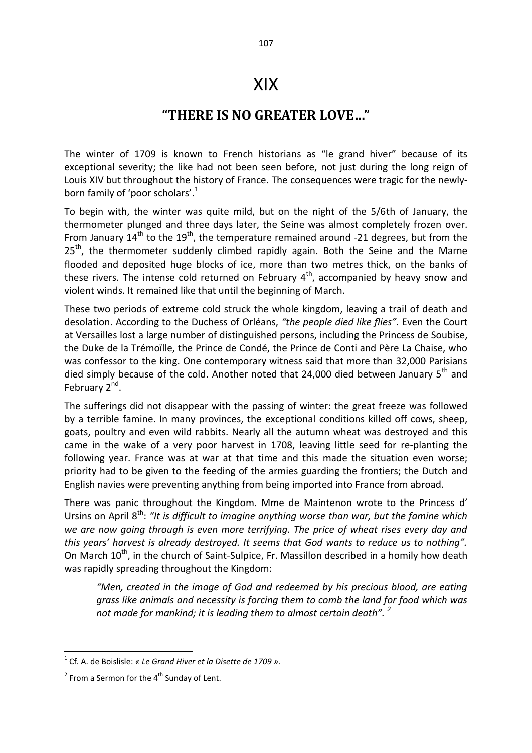# XIX

## "THERE IS NO GREATER LOVE..."

The winter of 1709 is known to French historians as "le grand hiver" because of its exceptional severity; the like had not been seen before, not just during the long reign of Louis XIV but throughout the history of France. The consequences were tragic for the newly-born family of 'poor scholars'.[1]

To begin with, the winter was quite mild, but on the night of the 5/6th of January, the thermometer plunged and three days later, the Seine was almost completely frozen over. From January 14th to the 19th, the temperature remained around -21 degrees, but from the 25th, the thermometer suddenly climbed rapidly again. Both the Seine and the Marne flooded and deposited huge blocks of ice, more than two metres thick, on the banks of these rivers. The intense cold returned on February 4th, accompanied by heavy snow and violent winds. It remained like that until the beginning of March.

These two periods of extreme cold struck the whole kingdom, leaving a trail of death and desolation. According to the Duchess of Orléans, *"the people died like flies".* Even the Court at Versailles lost a large number of distinguished persons, including the Princess de Soubise, the Duke de la Trémoïlle, the Prince de Condé, the Prince de Conti and Père La Chaise, who was confessor to the king. One contemporary witness said that more than 32,000 Parisians died simply because of the cold. Another noted that 24,000 died between January 5th and February 2nd.

The sufferings did not disappear with the passing of winter: the great freeze was followed by a terrible famine. In many provinces, the exceptional conditions killed off cows, sheep, goats, poultry and even wild rabbits. Nearly all the autumn wheat was destroyed and this came in the wake of a very poor harvest in 1708, leaving little seed for re-planting the following year. France was at war at that time and this made the situation even worse; priority had to be given to the feeding of the armies guarding the frontiers; the Dutch and English navies were preventing anything from being imported into France from abroad.

There was panic throughout the Kingdom. Mme de Maintenon wrote to the Princess d' Ursins on April 8th: *"It is difficult to imagine anything worse than war, but the famine which we are now going through is even more terrifying. The price of wheat rises every day and this years' harvest is already destroyed. It seems that God wants to reduce us to nothing".* On March 10th, in the church of Saint-Sulpice, Fr. Massillon described in a homily how death was rapidly spreading throughout the Kingdom:

> *"Men, created in the image of God and redeemed by his precious blood, are eating grass like animals and necessity is forcing them to comb the land for food which was not made for mankind; it is leading them to almost certain death".* [2]

---

[1] Cf. A. de Boislisle: *« Le Grand Hiver et la Disette de 1709 »*.

[2] From a Sermon for the 4th Sunday of Lent.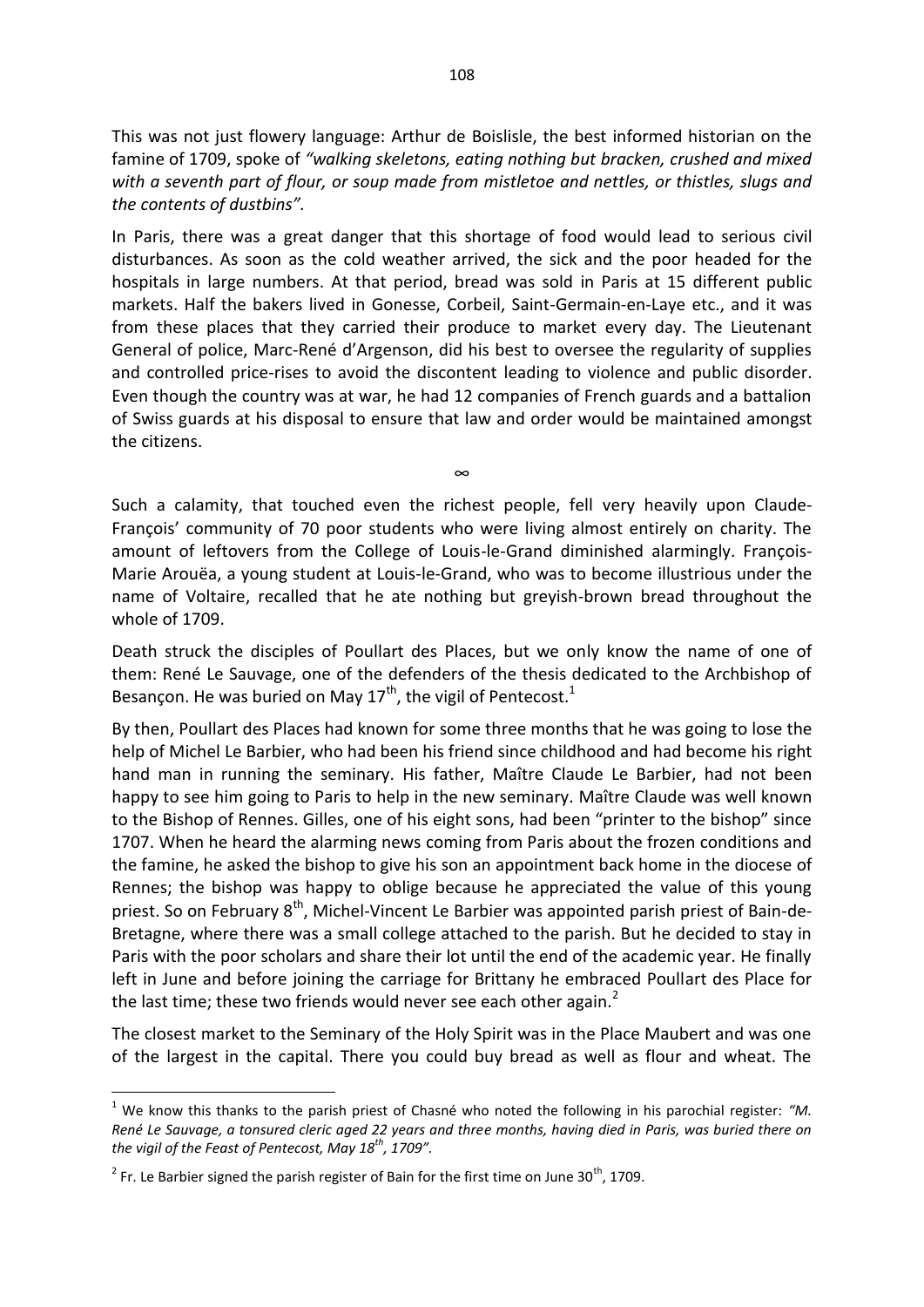This was not just flowery language: Arthur de Boislisle, the best informed historian on the famine of 1709, spoke of *"walking skeletons, eating nothing but bracken, crushed and mixed with a seventh part of flour, or soup made from mistletoe and nettles, or thistles, slugs and the contents of dustbins".*

In Paris, there was a great danger that this shortage of food would lead to serious civil disturbances. As soon as the cold weather arrived, the sick and the poor headed for the hospitals in large numbers. At that period, bread was sold in Paris at 15 different public markets. Half the bakers lived in Gonesse, Corbeil, Saint-Germain-en-Laye etc., and it was from these places that they carried their produce to market every day. The Lieutenant General of police, Marc-René d'Argenson, did his best to oversee the regularity of supplies and controlled price-rises to avoid the discontent leading to violence and public disorder. Even though the country was at war, he had 12 companies of French guards and a battalion of Swiss guards at his disposal to ensure that law and order would be maintained amongst the citizens.

∞

Such a calamity, that touched even the richest people, fell very heavily upon Claude-François' community of 70 poor students who were living almost entirely on charity. The amount of leftovers from the College of Louis-le-Grand diminished alarmingly. François-Marie Arouëa, a young student at Louis-le-Grand, who was to become illustrious under the name of Voltaire, recalled that he ate nothing but greyish-brown bread throughout the whole of 1709.

Death struck the disciples of Poullart des Places, but we only know the name of one of them: René Le Sauvage, one of the defenders of the thesis dedicated to the Archbishop of Besançon. He was buried on May 17th, the vigil of Pentecost.[1]

By then, Poullart des Places had known for some three months that he was going to lose the help of Michel Le Barbier, who had been his friend since childhood and had become his right hand man in running the seminary. His father, Maître Claude Le Barbier, had not been happy to see him going to Paris to help in the new seminary. Maître Claude was well known to the Bishop of Rennes. Gilles, one of his eight sons, had been "printer to the bishop" since 1707. When he heard the alarming news coming from Paris about the frozen conditions and the famine, he asked the bishop to give his son an appointment back home in the diocese of Rennes; the bishop was happy to oblige because he appreciated the value of this young priest. So on February 8th, Michel-Vincent Le Barbier was appointed parish priest of Bain-de-Bretagne, where there was a small college attached to the parish. But he decided to stay in Paris with the poor scholars and share their lot until the end of the academic year. He finally left in June and before joining the carriage for Brittany he embraced Poullart des Place for the last time; these two friends would never see each other again.[2]

The closest market to the Seminary of the Holy Spirit was in the Place Maubert and was one of the largest in the capital. There you could buy bread as well as flour and wheat. The

---

[1] We know this thanks to the parish priest of Chasné who noted the following in his parochial register: *"M. René Le Sauvage, a tonsured cleric aged 22 years and three months, having died in Paris, was buried there on the vigil of the Feast of Pentecost, May 18th, 1709".*

[2] Fr. Le Barbier signed the parish register of Bain for the first time on June 30th, 1709.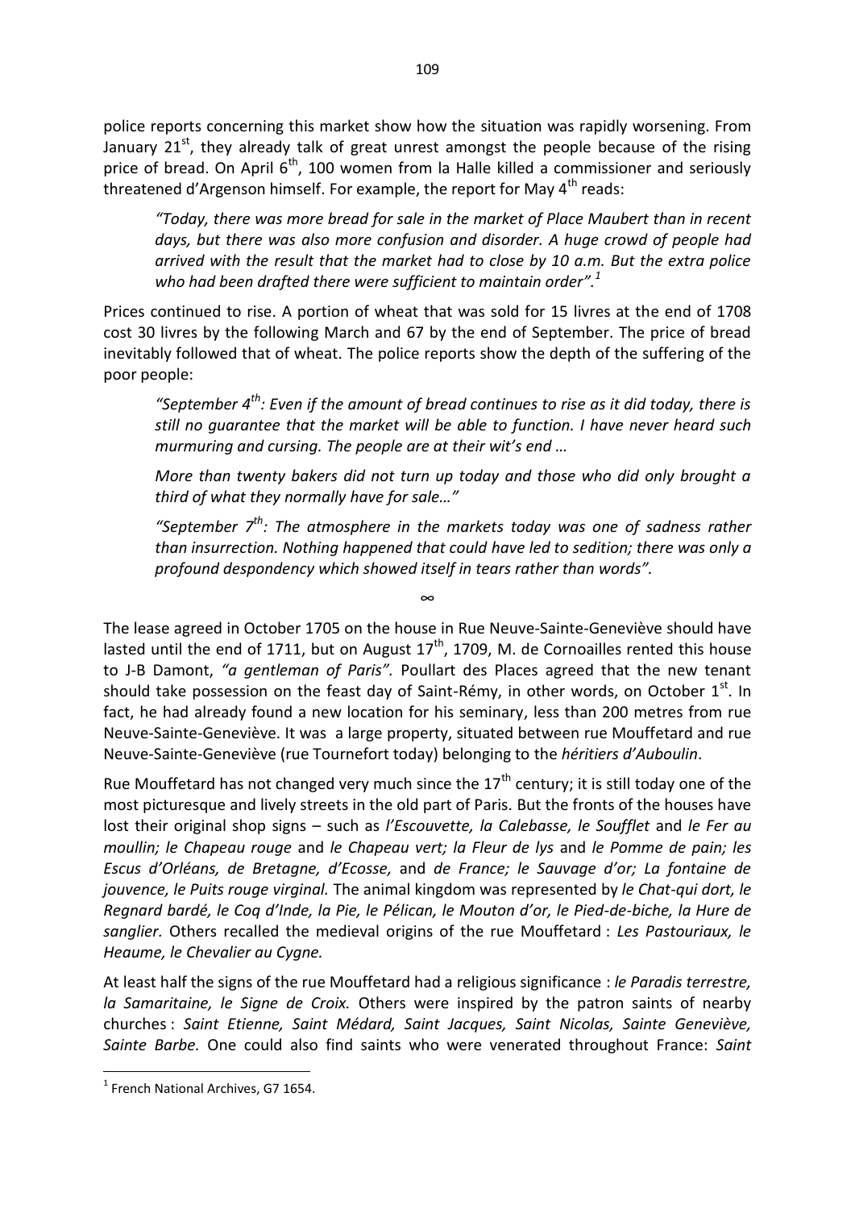police reports concerning this market show how the situation was rapidly worsening. From January 21st, they already talk of great unrest amongst the people because of the rising price of bread. On April 6th, 100 women from la Halle killed a commissioner and seriously threatened d'Argenson himself. For example, the report for May 4th reads:

> *"Today, there was more bread for sale in the market of Place Maubert than in recent days, but there was also more confusion and disorder. A huge crowd of people had arrived with the result that the market had to close by 10 a.m. But the extra police who had been drafted there were sufficient to maintain order".*[1]

Prices continued to rise. A portion of wheat that was sold for 15 livres at the end of 1708 cost 30 livres by the following March and 67 by the end of September. The price of bread inevitably followed that of wheat. The police reports show the depth of the suffering of the poor people:

> *"September 4th: Even if the amount of bread continues to rise as it did today, there is still no guarantee that the market will be able to function. I have never heard such murmuring and cursing. The people are at their wit's end …*
>
> *More than twenty bakers did not turn up today and those who did only brought a third of what they normally have for sale…"*
>
> *"September 7th: The atmosphere in the markets today was one of sadness rather than insurrection. Nothing happened that could have led to sedition; there was only a profound despondency which showed itself in tears rather than words".*

∞

The lease agreed in October 1705 on the house in Rue Neuve-Sainte-Geneviève should have lasted until the end of 1711, but on August 17th, 1709, M. de Cornoailles rented this house to J-B Damont, *"a gentleman of Paris".* Poullart des Places agreed that the new tenant should take possession on the feast day of Saint-Rémy, in other words, on October 1st. In fact, he had already found a new location for his seminary, less than 200 metres from rue Neuve-Sainte-Geneviève. It was a large property, situated between rue Mouffetard and rue Neuve-Sainte-Geneviève (rue Tournefort today) belonging to the *héritiers d'Auboulin*.

Rue Mouffetard has not changed very much since the 17th century; it is still today one of the most picturesque and lively streets in the old part of Paris. But the fronts of the houses have lost their original shop signs – such as *l'Escouvette, la Calebasse, le Soufflet* and *le Fer au moullin; le Chapeau rouge* and *le Chapeau vert; la Fleur de lys* and *le Pomme de pain; les Escus d'Orléans, de Bretagne, d'Ecosse,* and *de France; le Sauvage d'or; La fontaine de jouvence, le Puits rouge virginal.* The animal kingdom was represented by *le Chat-qui dort, le Regnard bardé, le Coq d'Inde, la Pie, le Pélican, le Mouton d'or, le Pied-de-biche, la Hure de sanglier.* Others recalled the medieval origins of the rue Mouffetard : *Les Pastouriaux, le Heaume, le Chevalier au Cygne.*

At least half the signs of the rue Mouffetard had a religious significance : *le Paradis terrestre, la Samaritaine, le Signe de Croix.* Others were inspired by the patron saints of nearby churches : *Saint Etienne, Saint Médard, Saint Jacques, Saint Nicolas, Sainte Geneviève, Sainte Barbe.* One could also find saints who were venerated throughout France: *Saint*

[1] French National Archives, G7 1654.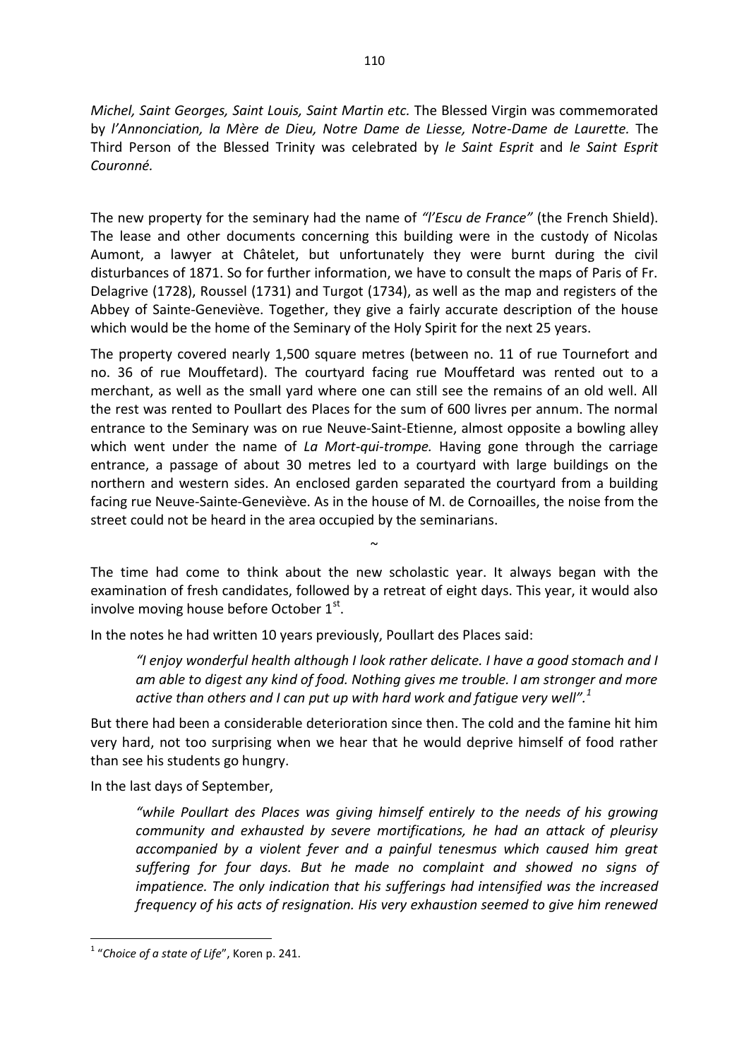*Michel, Saint Georges, Saint Louis, Saint Martin etc.* The Blessed Virgin was commemorated by *l'Annonciation, la Mère de Dieu, Notre Dame de Liesse, Notre-Dame de Laurette.* The Third Person of the Blessed Trinity was celebrated by *le Saint Esprit* and *le Saint Esprit Couronné.*

The new property for the seminary had the name of *"l'Escu de France"* (the French Shield). The lease and other documents concerning this building were in the custody of Nicolas Aumont, a lawyer at Châtelet, but unfortunately they were burnt during the civil disturbances of 1871. So for further information, we have to consult the maps of Paris of Fr. Delagrive (1728), Roussel (1731) and Turgot (1734), as well as the map and registers of the Abbey of Sainte-Geneviève. Together, they give a fairly accurate description of the house which would be the home of the Seminary of the Holy Spirit for the next 25 years.

The property covered nearly 1,500 square metres (between no. 11 of rue Tournefort and no. 36 of rue Mouffetard). The courtyard facing rue Mouffetard was rented out to a merchant, as well as the small yard where one can still see the remains of an old well. All the rest was rented to Poullart des Places for the sum of 600 livres per annum. The normal entrance to the Seminary was on rue Neuve-Saint-Etienne, almost opposite a bowling alley which went under the name of *La Mort-qui-trompe.* Having gone through the carriage entrance, a passage of about 30 metres led to a courtyard with large buildings on the northern and western sides. An enclosed garden separated the courtyard from a building facing rue Neuve-Sainte-Geneviève. As in the house of M. de Cornoailles, the noise from the street could not be heard in the area occupied by the seminarians.

~

The time had come to think about the new scholastic year. It always began with the examination of fresh candidates, followed by a retreat of eight days. This year, it would also involve moving house before October 1st.

In the notes he had written 10 years previously, Poullart des Places said:

> *"I enjoy wonderful health although I look rather delicate. I have a good stomach and I am able to digest any kind of food. Nothing gives me trouble. I am stronger and more active than others and I can put up with hard work and fatigue very well".*[1]

But there had been a considerable deterioration since then. The cold and the famine hit him very hard, not too surprising when we hear that he would deprive himself of food rather than see his students go hungry.

In the last days of September,

> *"while Poullart des Places was giving himself entirely to the needs of his growing community and exhausted by severe mortifications, he had an attack of pleurisy accompanied by a violent fever and a painful tenesmus which caused him great suffering for four days. But he made no complaint and showed no signs of impatience. The only indication that his sufferings had intensified was the increased frequency of his acts of resignation. His very exhaustion seemed to give him renewed*

[1] "*Choice of a state of Life*", Koren p. 241.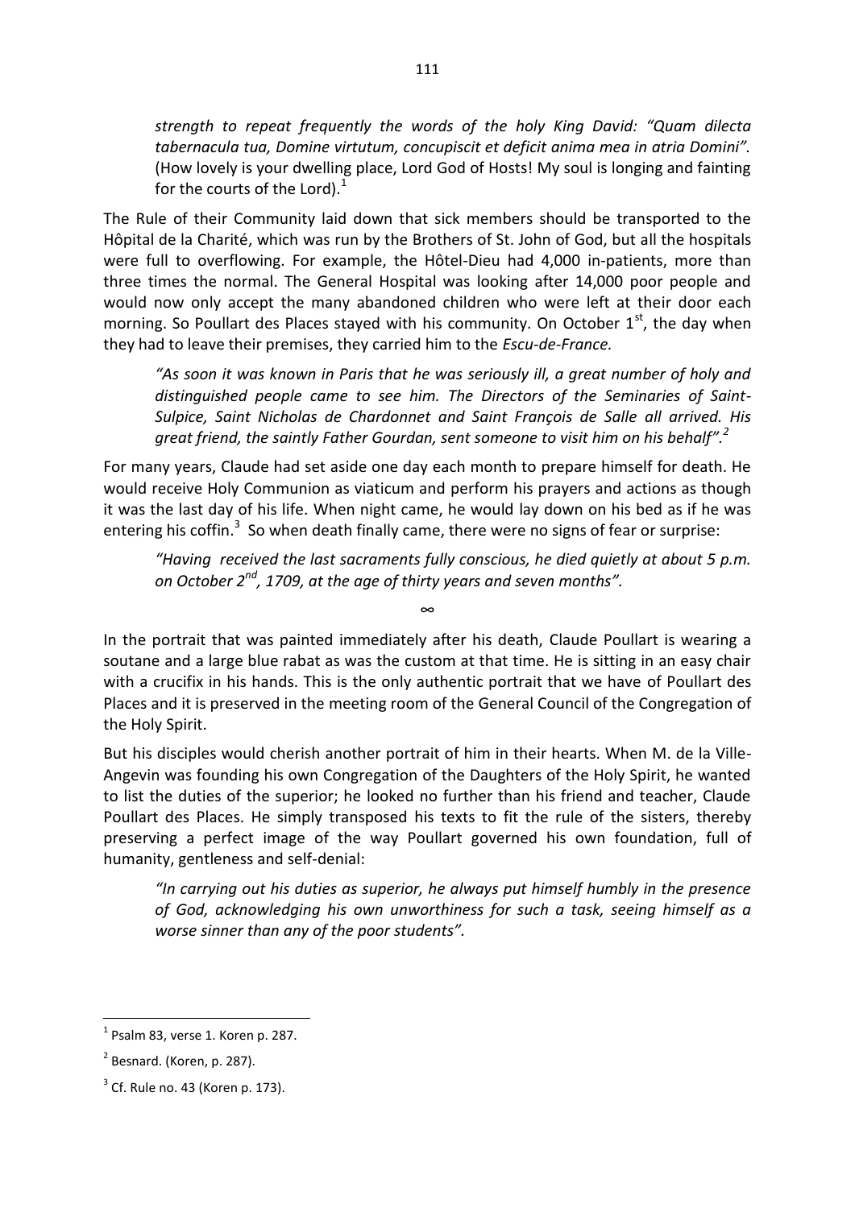*strength to repeat frequently the words of the holy King David: "Quam dilecta tabernacula tua, Domine virtutum, concupiscit et deficit anima mea in atria Domini".* (How lovely is your dwelling place, Lord God of Hosts! My soul is longing and fainting for the courts of the Lord).[1]

The Rule of their Community laid down that sick members should be transported to the Hôpital de la Charité, which was run by the Brothers of St. John of God, but all the hospitals were full to overflowing. For example, the Hôtel-Dieu had 4,000 in-patients, more than three times the normal. The General Hospital was looking after 14,000 poor people and would now only accept the many abandoned children who were left at their door each morning. So Poullart des Places stayed with his community. On October 1st, the day when they had to leave their premises, they carried him to the *Escu-de-France.*

*"As soon it was known in Paris that he was seriously ill, a great number of holy and distinguished people came to see him. The Directors of the Seminaries of Saint-Sulpice, Saint Nicholas de Chardonnet and Saint François de Salle all arrived. His great friend, the saintly Father Gourdan, sent someone to visit him on his behalf".*[2]

For many years, Claude had set aside one day each month to prepare himself for death. He would receive Holy Communion as viaticum and perform his prayers and actions as though it was the last day of his life. When night came, he would lay down on his bed as if he was entering his coffin.[3] So when death finally came, there were no signs of fear or surprise:

*"Having received the last sacraments fully conscious, he died quietly at about 5 p.m. on October 2nd, 1709, at the age of thirty years and seven months".*

∞

In the portrait that was painted immediately after his death, Claude Poullart is wearing a soutane and a large blue rabat as was the custom at that time. He is sitting in an easy chair with a crucifix in his hands. This is the only authentic portrait that we have of Poullart des Places and it is preserved in the meeting room of the General Council of the Congregation of the Holy Spirit.

But his disciples would cherish another portrait of him in their hearts. When M. de la Ville-Angevin was founding his own Congregation of the Daughters of the Holy Spirit, he wanted to list the duties of the superior; he looked no further than his friend and teacher, Claude Poullart des Places. He simply transposed his texts to fit the rule of the sisters, thereby preserving a perfect image of the way Poullart governed his own foundation, full of humanity, gentleness and self-denial:

*"In carrying out his duties as superior, he always put himself humbly in the presence of God, acknowledging his own unworthiness for such a task, seeing himself as a worse sinner than any of the poor students".*

---

[1] Psalm 83, verse 1. Koren p. 287.

[2] Besnard. (Koren, p. 287).

[3] Cf. Rule no. 43 (Koren p. 173).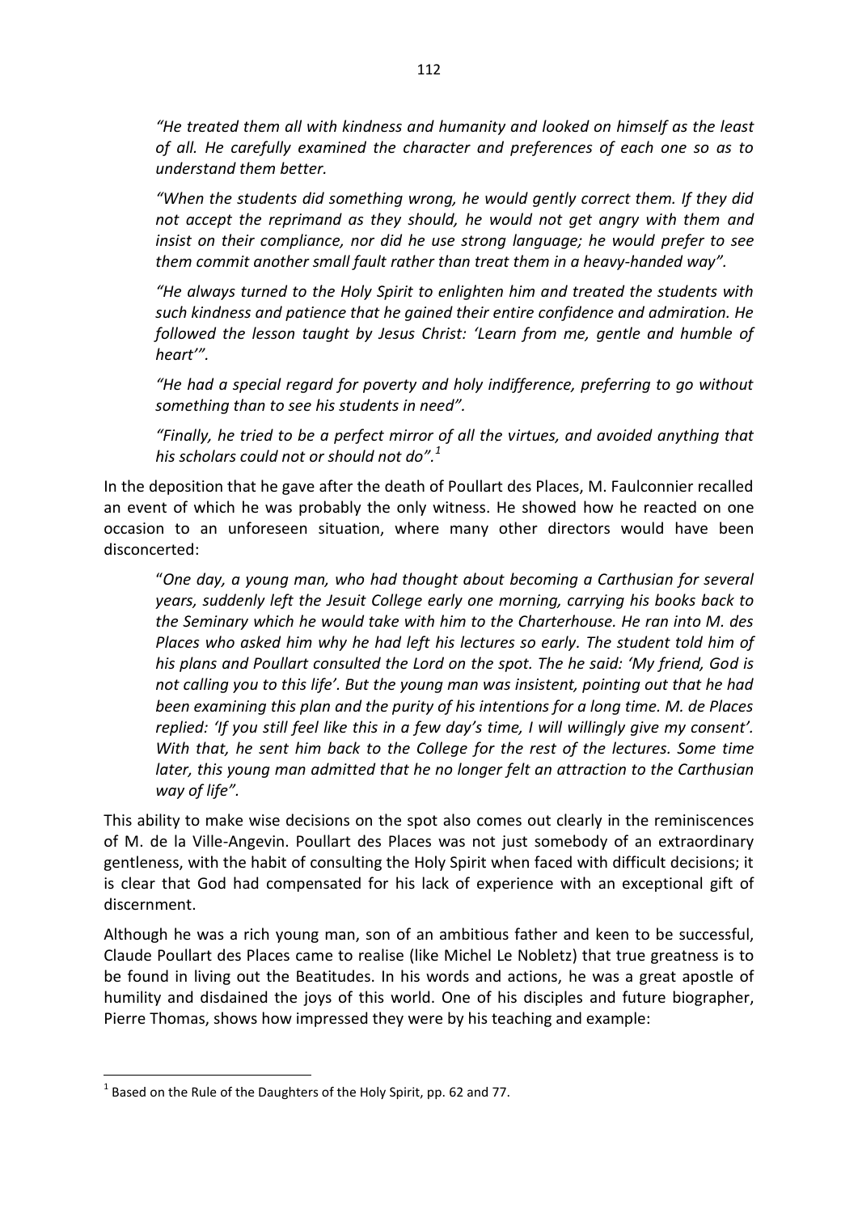> *"He treated them all with kindness and humanity and looked on himself as the least of all. He carefully examined the character and preferences of each one so as to understand them better.*
>
> *"When the students did something wrong, he would gently correct them. If they did not accept the reprimand as they should, he would not get angry with them and insist on their compliance, nor did he use strong language; he would prefer to see them commit another small fault rather than treat them in a heavy-handed way".*
>
> *"He always turned to the Holy Spirit to enlighten him and treated the students with such kindness and patience that he gained their entire confidence and admiration. He followed the lesson taught by Jesus Christ: 'Learn from me, gentle and humble of heart'".*
>
> *"He had a special regard for poverty and holy indifference, preferring to go without something than to see his students in need".*
>
> *"Finally, he tried to be a perfect mirror of all the virtues, and avoided anything that his scholars could not or should not do".*[1]

In the deposition that he gave after the death of Poullart des Places, M. Faulconnier recalled an event of which he was probably the only witness. He showed how he reacted on one occasion to an unforeseen situation, where many other directors would have been disconcerted:

> "*One day, a young man, who had thought about becoming a Carthusian for several years, suddenly left the Jesuit College early one morning, carrying his books back to the Seminary which he would take with him to the Charterhouse. He ran into M. des Places who asked him why he had left his lectures so early. The student told him of his plans and Poullart consulted the Lord on the spot. The he said: 'My friend, God is not calling you to this life'. But the young man was insistent, pointing out that he had been examining this plan and the purity of his intentions for a long time. M. de Places replied: 'If you still feel like this in a few day's time, I will willingly give my consent'. With that, he sent him back to the College for the rest of the lectures. Some time later, this young man admitted that he no longer felt an attraction to the Carthusian way of life".*

This ability to make wise decisions on the spot also comes out clearly in the reminiscences of M. de la Ville-Angevin. Poullart des Places was not just somebody of an extraordinary gentleness, with the habit of consulting the Holy Spirit when faced with difficult decisions; it is clear that God had compensated for his lack of experience with an exceptional gift of discernment.

Although he was a rich young man, son of an ambitious father and keen to be successful, Claude Poullart des Places came to realise (like Michel Le Nobletz) that true greatness is to be found in living out the Beatitudes. In his words and actions, he was a great apostle of humility and disdained the joys of this world. One of his disciples and future biographer, Pierre Thomas, shows how impressed they were by his teaching and example:

---

[1] Based on the Rule of the Daughters of the Holy Spirit, pp. 62 and 77.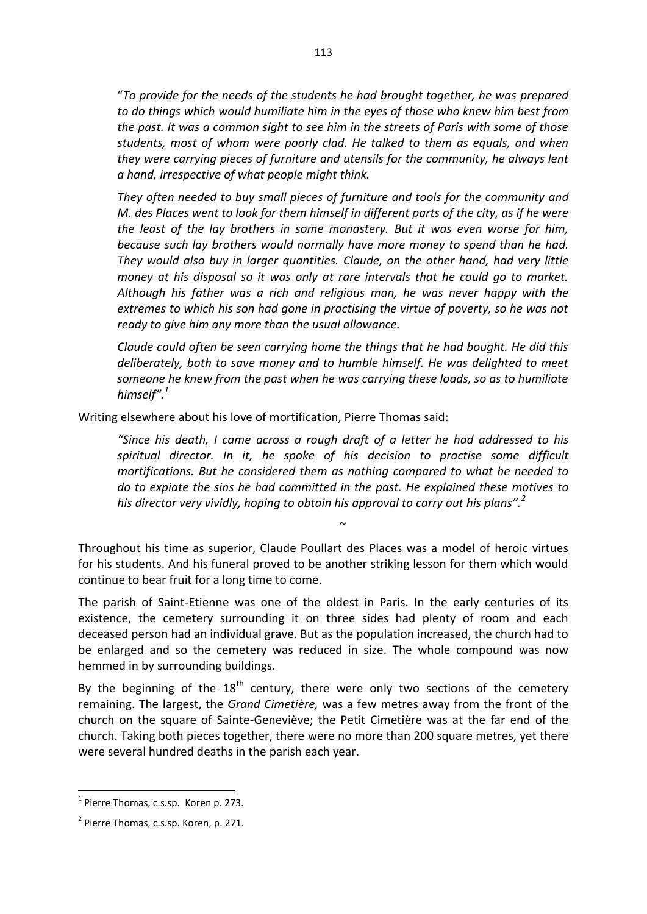*"To provide for the needs of the students he had brought together, he was prepared to do things which would humiliate him in the eyes of those who knew him best from the past. It was a common sight to see him in the streets of Paris with some of those students, most of whom were poorly clad. He talked to them as equals, and when they were carrying pieces of furniture and utensils for the community, he always lent a hand, irrespective of what people might think.*

*They often needed to buy small pieces of furniture and tools for the community and M. des Places went to look for them himself in different parts of the city, as if he were the least of the lay brothers in some monastery. But it was even worse for him, because such lay brothers would normally have more money to spend than he had. They would also buy in larger quantities. Claude, on the other hand, had very little money at his disposal so it was only at rare intervals that he could go to market. Although his father was a rich and religious man, he was never happy with the extremes to which his son had gone in practising the virtue of poverty, so he was not ready to give him any more than the usual allowance.*

*Claude could often be seen carrying home the things that he had bought. He did this deliberately, both to save money and to humble himself. He was delighted to meet someone he knew from the past when he was carrying these loads, so as to humiliate himself".*[1]

Writing elsewhere about his love of mortification, Pierre Thomas said:

*"Since his death, I came across a rough draft of a letter he had addressed to his spiritual director. In it, he spoke of his decision to practise some difficult mortifications. But he considered them as nothing compared to what he needed to do to expiate the sins he had committed in the past. He explained these motives to his director very vividly, hoping to obtain his approval to carry out his plans".*[2]

~

Throughout his time as superior, Claude Poullart des Places was a model of heroic virtues for his students. And his funeral proved to be another striking lesson for them which would continue to bear fruit for a long time to come.

The parish of Saint-Etienne was one of the oldest in Paris. In the early centuries of its existence, the cemetery surrounding it on three sides had plenty of room and each deceased person had an individual grave. But as the population increased, the church had to be enlarged and so the cemetery was reduced in size. The whole compound was now hemmed in by surrounding buildings.

By the beginning of the 18th century, there were only two sections of the cemetery remaining. The largest, the *Grand Cimetière,* was a few metres away from the front of the church on the square of Sainte-Geneviève; the Petit Cimetière was at the far end of the church. Taking both pieces together, there were no more than 200 square metres, yet there were several hundred deaths in the parish each year.

---

[1] Pierre Thomas, c.s.sp. Koren p. 273.

[2] Pierre Thomas, c.s.sp. Koren, p. 271.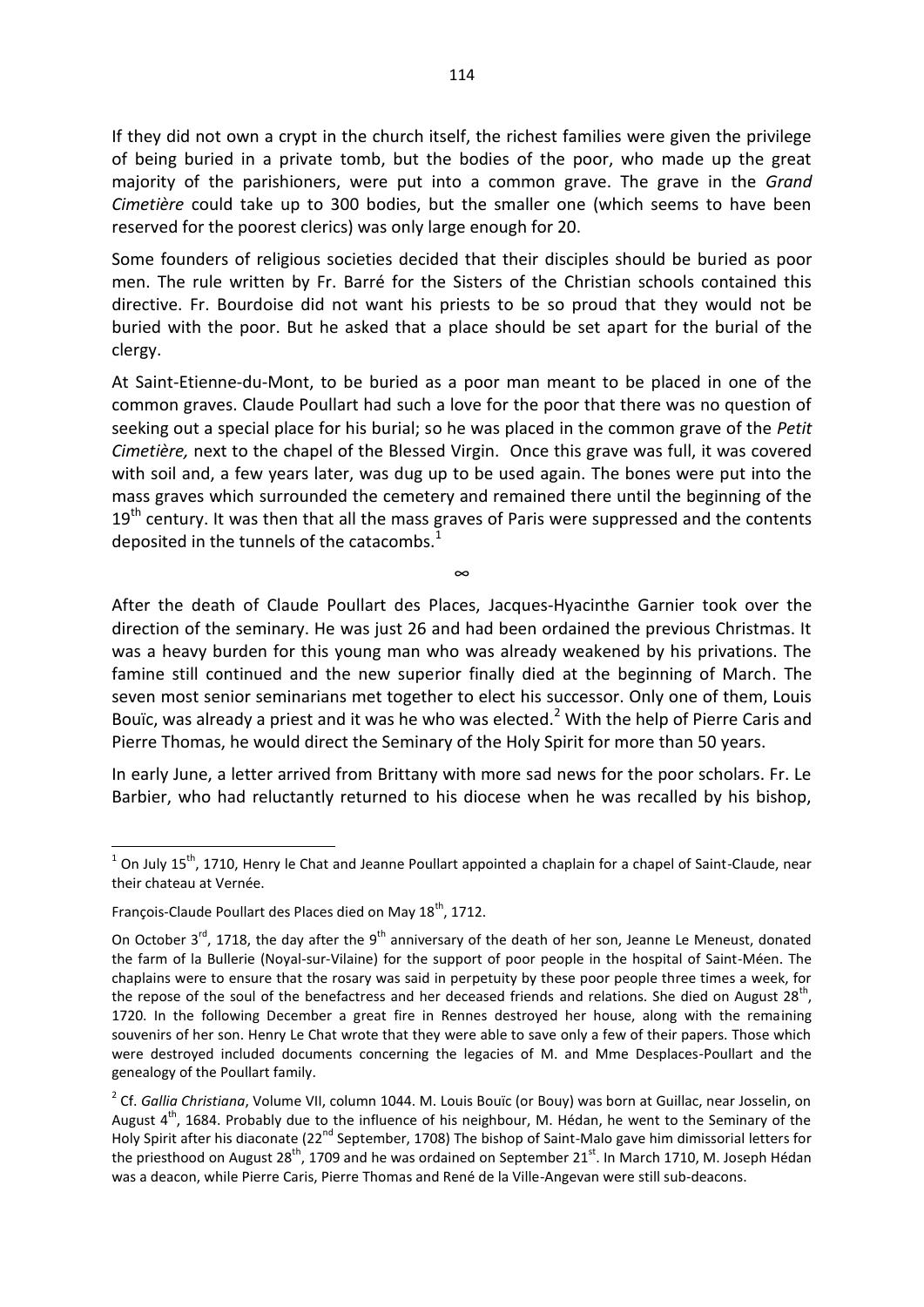If they did not own a crypt in the church itself, the richest families were given the privilege of being buried in a private tomb, but the bodies of the poor, who made up the great majority of the parishioners, were put into a common grave. The grave in the *Grand Cimetière* could take up to 300 bodies, but the smaller one (which seems to have been reserved for the poorest clerics) was only large enough for 20.

Some founders of religious societies decided that their disciples should be buried as poor men. The rule written by Fr. Barré for the Sisters of the Christian schools contained this directive. Fr. Bourdoise did not want his priests to be so proud that they would not be buried with the poor. But he asked that a place should be set apart for the burial of the clergy.

At Saint-Etienne-du-Mont, to be buried as a poor man meant to be placed in one of the common graves. Claude Poullart had such a love for the poor that there was no question of seeking out a special place for his burial; so he was placed in the common grave of the *Petit Cimetière,* next to the chapel of the Blessed Virgin. Once this grave was full, it was covered with soil and, a few years later, was dug up to be used again. The bones were put into the mass graves which surrounded the cemetery and remained there until the beginning of the 19th century. It was then that all the mass graves of Paris were suppressed and the contents deposited in the tunnels of the catacombs.[1]

∞

After the death of Claude Poullart des Places, Jacques-Hyacinthe Garnier took over the direction of the seminary. He was just 26 and had been ordained the previous Christmas. It was a heavy burden for this young man who was already weakened by his privations. The famine still continued and the new superior finally died at the beginning of March. The seven most senior seminarians met together to elect his successor. Only one of them, Louis Bouïc, was already a priest and it was he who was elected.[2] With the help of Pierre Caris and Pierre Thomas, he would direct the Seminary of the Holy Spirit for more than 50 years.

In early June, a letter arrived from Brittany with more sad news for the poor scholars. Fr. Le Barbier, who had reluctantly returned to his diocese when he was recalled by his bishop,

---

[1] On July 15th, 1710, Henry le Chat and Jeanne Poullart appointed a chaplain for a chapel of Saint-Claude, near their chateau at Vernée.

François-Claude Poullart des Places died on May 18th, 1712.

On October 3rd, 1718, the day after the 9th anniversary of the death of her son, Jeanne Le Meneust, donated the farm of la Bullerie (Noyal-sur-Vilaine) for the support of poor people in the hospital of Saint-Méen. The chaplains were to ensure that the rosary was said in perpetuity by these poor people three times a week, for the repose of the soul of the benefactress and her deceased friends and relations. She died on August 28th, 1720. In the following December a great fire in Rennes destroyed her house, along with the remaining souvenirs of her son. Henry Le Chat wrote that they were able to save only a few of their papers. Those which were destroyed included documents concerning the legacies of M. and Mme Desplaces-Poullart and the genealogy of the Poullart family.

[2] Cf. *Gallia Christiana*, Volume VII, column 1044. M. Louis Bouïc (or Bouy) was born at Guillac, near Josselin, on August 4th, 1684. Probably due to the influence of his neighbour, M. Hédan, he went to the Seminary of the Holy Spirit after his diaconate (22nd September, 1708) The bishop of Saint-Malo gave him dimissorial letters for the priesthood on August 28th, 1709 and he was ordained on September 21st. In March 1710, M. Joseph Hédan was a deacon, while Pierre Caris, Pierre Thomas and René de la Ville-Angevan were still sub-deacons.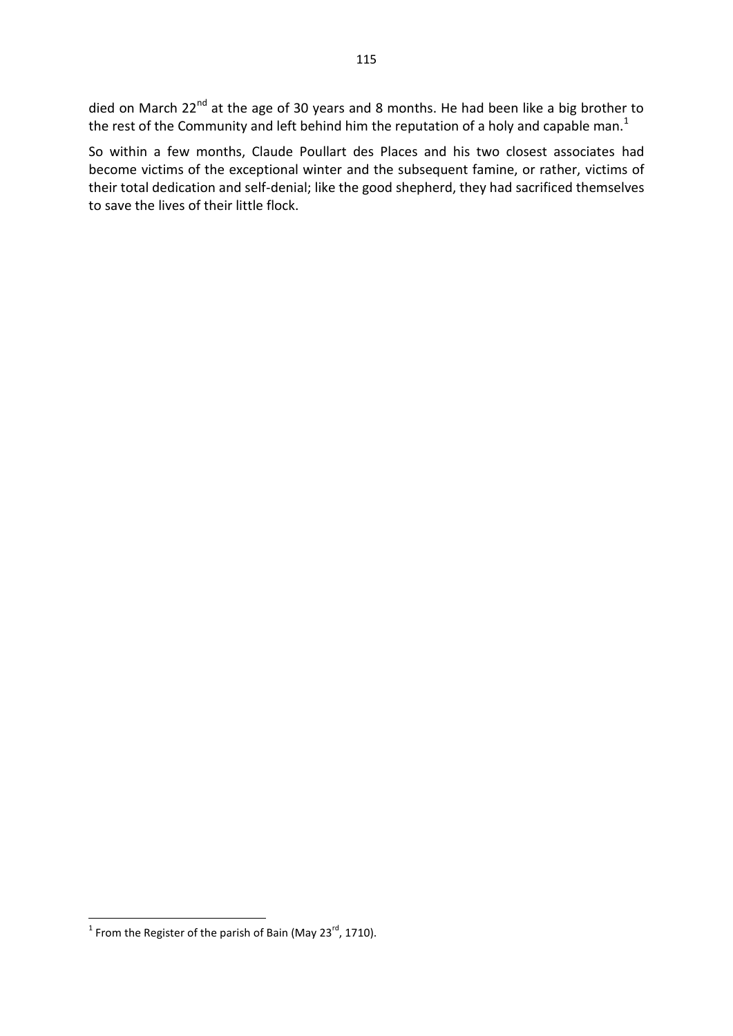died on March 22nd at the age of 30 years and 8 months. He had been like a big brother to the rest of the Community and left behind him the reputation of a holy and capable man.[1]

So within a few months, Claude Poullart des Places and his two closest associates had become victims of the exceptional winter and the subsequent famine, or rather, victims of their total dedication and self-denial; like the good shepherd, they had sacrificed themselves to save the lives of their little flock.

[1] From the Register of the parish of Bain (May 23rd, 1710).